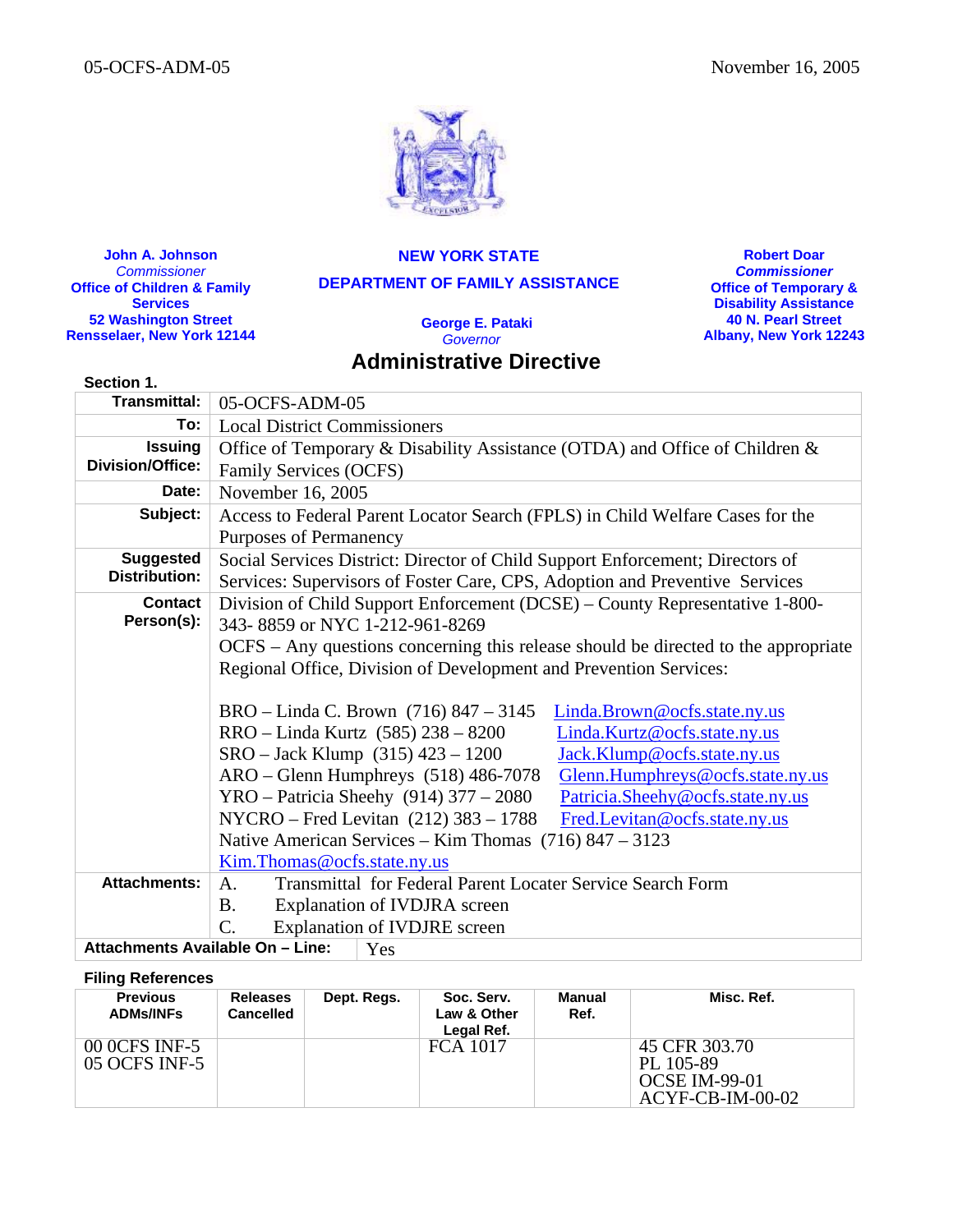05-OCFS-ADM-05 November 16, 2005

**John A. Johnson**
*Commissioner*
**Office of Children & Family Services**
**52 Washington Street**
**Rensselaer, New York 12144**

**NEW YORK STATE**

**DEPARTMENT OF FAMILY ASSISTANCE**

**George E. Pataki**
*Governor*

**Robert Doar**
***Commissioner***
**Office of Temporary & Disability Assistance**
**40 N. Pearl Street**
**Albany, New York 12243**

# Administrative Directive

**Section 1.**

| | |
|---|---|
| **Transmittal:** | 05-OCFS-ADM-05 |
| **To:** | Local District Commissioners |
| **Issuing Division/Office:** | Office of Temporary & Disability Assistance (OTDA) and Office of Children & Family Services (OCFS) |
| **Date:** | November 16, 2005 |
| **Subject:** | Access to Federal Parent Locator Search (FPLS) in Child Welfare Cases for the Purposes of Permanency |
| **Suggested Distribution:** | Social Services District: Director of Child Support Enforcement; Directors of Services: Supervisors of Foster Care, CPS, Adoption and Preventive Services |
| **Contact Person(s):** | Division of Child Support Enforcement (DCSE) – County Representative 1-800-343- 8859 or NYC 1-212-961-8269<br>OCFS – Any questions concerning this release should be directed to the appropriate Regional Office, Division of Development and Prevention Services:<br><br>BRO – Linda C. Brown (716) 847 – 3145 Linda.Brown@ocfs.state.ny.us<br>RRO – Linda Kurtz (585) 238 – 8200 Linda.Kurtz@ocfs.state.ny.us<br>SRO – Jack Klump (315) 423 – 1200 Jack.Klump@ocfs.state.ny.us<br>ARO – Glenn Humphreys (518) 486-7078 Glenn.Humphreys@ocfs.state.ny.us<br>YRO – Patricia Sheehy (914) 377 – 2080 Patricia.Sheehy@ocfs.state.ny.us<br>NYCRO – Fred Levitan (212) 383 – 1788 Fred.Levitan@ocfs.state.ny.us<br>Native American Services – Kim Thomas (716) 847 – 3123 Kim.Thomas@ocfs.state.ny.us |
| **Attachments:** | A. Transmittal for Federal Parent Locater Service Search Form<br>B. Explanation of IVDJRA screen<br>C. Explanation of IVDJRE screen |
| **Attachments Available On – Line:** | Yes |

**Filing References**

| Previous ADMs/INFs | Releases Cancelled | Dept. Regs. | Soc. Serv. Law & Other Legal Ref. | Manual Ref. | Misc. Ref. |
|---|---|---|---|---|---|
| 00 0CFS INF-5<br>05 OCFS INF-5 | | | FCA 1017 | | 45 CFR 303.70<br>PL 105-89<br>OCSE IM-99-01<br>ACYF-CB-IM-00-02 |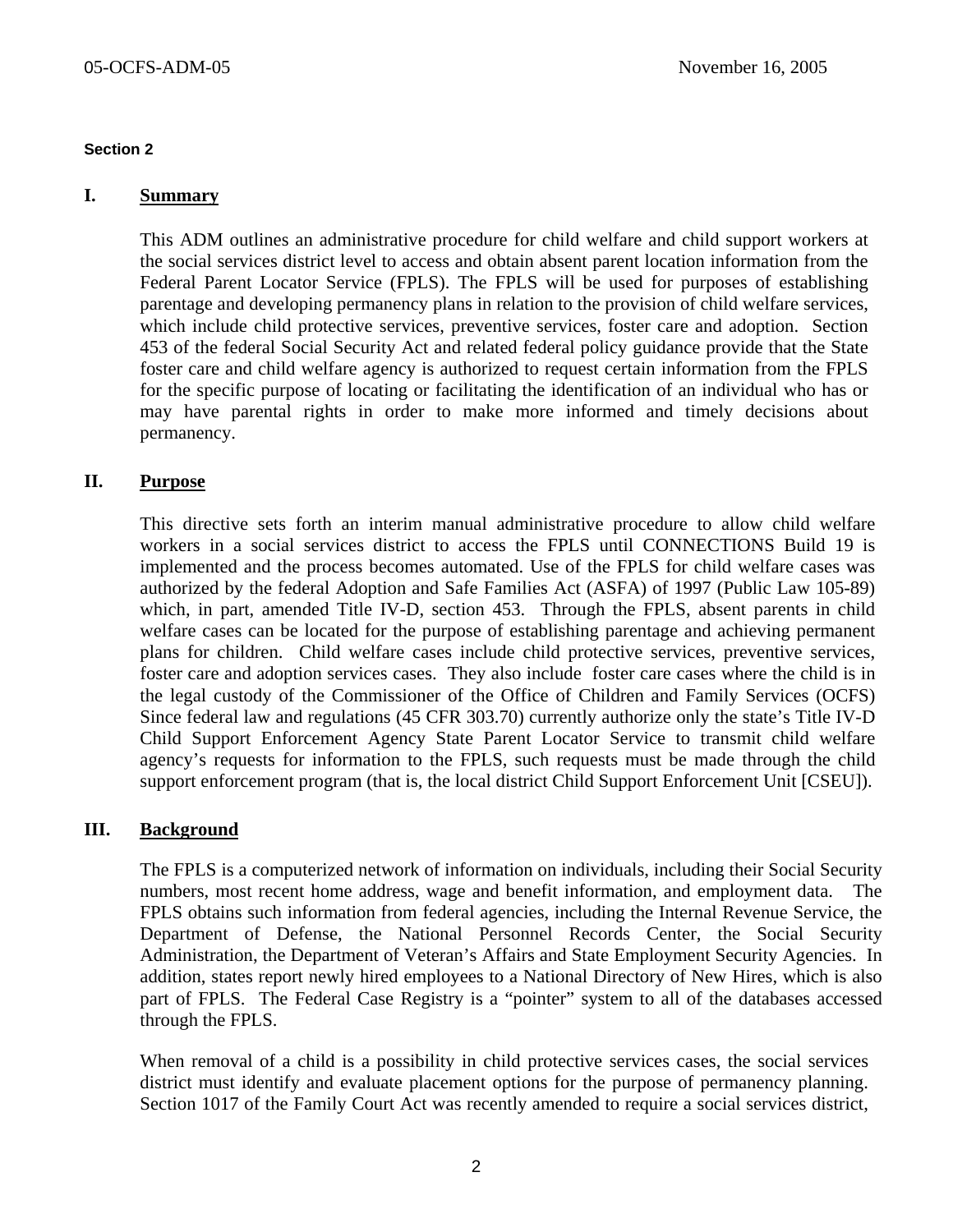**Section 2**

## I. Summary

This ADM outlines an administrative procedure for child welfare and child support workers at the social services district level to access and obtain absent parent location information from the Federal Parent Locator Service (FPLS). The FPLS will be used for purposes of establishing parentage and developing permanency plans in relation to the provision of child welfare services, which include child protective services, preventive services, foster care and adoption. Section 453 of the federal Social Security Act and related federal policy guidance provide that the State foster care and child welfare agency is authorized to request certain information from the FPLS for the specific purpose of locating or facilitating the identification of an individual who has or may have parental rights in order to make more informed and timely decisions about permanency.

## II. Purpose

This directive sets forth an interim manual administrative procedure to allow child welfare workers in a social services district to access the FPLS until CONNECTIONS Build 19 is implemented and the process becomes automated. Use of the FPLS for child welfare cases was authorized by the federal Adoption and Safe Families Act (ASFA) of 1997 (Public Law 105-89) which, in part, amended Title IV-D, section 453. Through the FPLS, absent parents in child welfare cases can be located for the purpose of establishing parentage and achieving permanent plans for children. Child welfare cases include child protective services, preventive services, foster care and adoption services cases. They also include foster care cases where the child is in the legal custody of the Commissioner of the Office of Children and Family Services (OCFS) Since federal law and regulations (45 CFR 303.70) currently authorize only the state's Title IV-D Child Support Enforcement Agency State Parent Locator Service to transmit child welfare agency's requests for information to the FPLS, such requests must be made through the child support enforcement program (that is, the local district Child Support Enforcement Unit [CSEU]).

## III. Background

The FPLS is a computerized network of information on individuals, including their Social Security numbers, most recent home address, wage and benefit information, and employment data. The FPLS obtains such information from federal agencies, including the Internal Revenue Service, the Department of Defense, the National Personnel Records Center, the Social Security Administration, the Department of Veteran's Affairs and State Employment Security Agencies. In addition, states report newly hired employees to a National Directory of New Hires, which is also part of FPLS. The Federal Case Registry is a "pointer" system to all of the databases accessed through the FPLS.

When removal of a child is a possibility in child protective services cases, the social services district must identify and evaluate placement options for the purpose of permanency planning. Section 1017 of the Family Court Act was recently amended to require a social services district,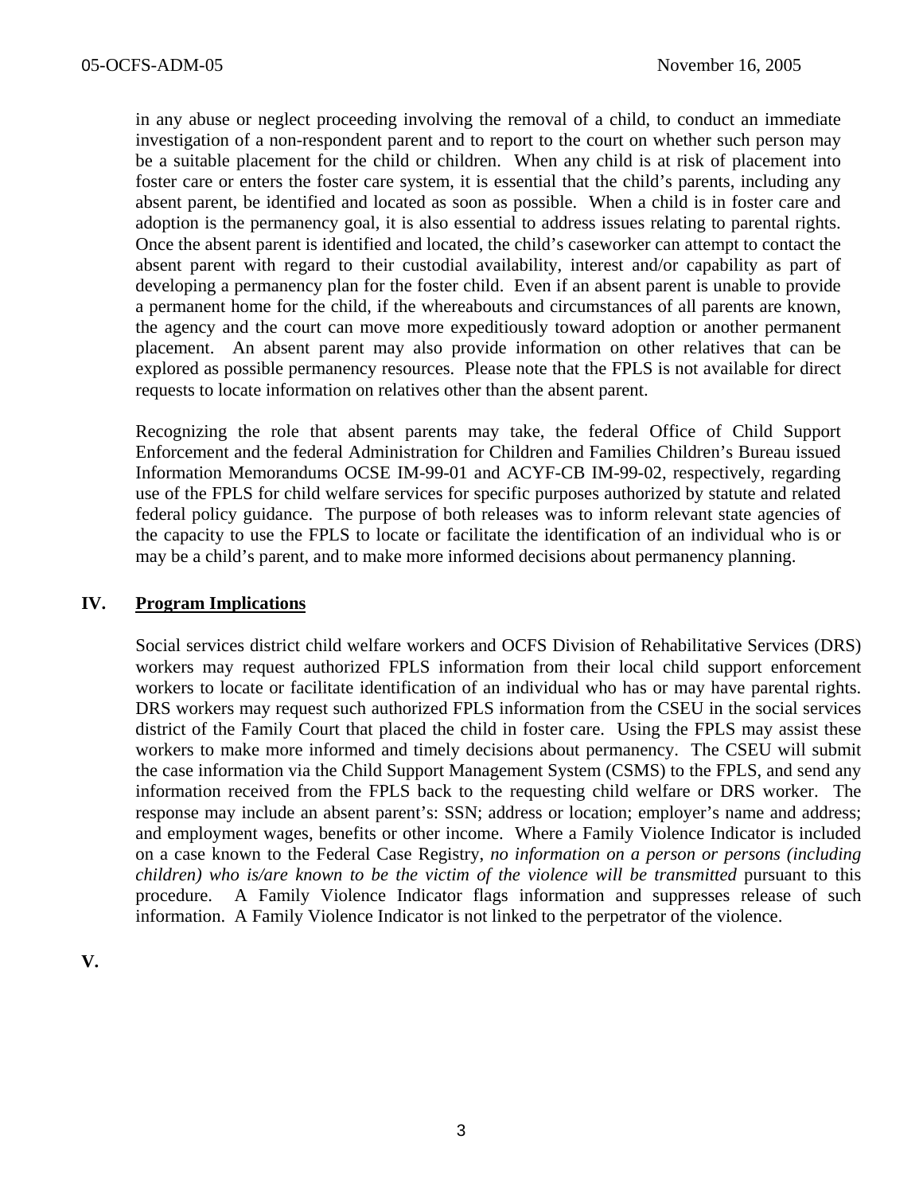in any abuse or neglect proceeding involving the removal of a child, to conduct an immediate investigation of a non-respondent parent and to report to the court on whether such person may be a suitable placement for the child or children. When any child is at risk of placement into foster care or enters the foster care system, it is essential that the child's parents, including any absent parent, be identified and located as soon as possible. When a child is in foster care and adoption is the permanency goal, it is also essential to address issues relating to parental rights. Once the absent parent is identified and located, the child's caseworker can attempt to contact the absent parent with regard to their custodial availability, interest and/or capability as part of developing a permanency plan for the foster child. Even if an absent parent is unable to provide a permanent home for the child, if the whereabouts and circumstances of all parents are known, the agency and the court can move more expeditiously toward adoption or another permanent placement. An absent parent may also provide information on other relatives that can be explored as possible permanency resources. Please note that the FPLS is not available for direct requests to locate information on relatives other than the absent parent.

Recognizing the role that absent parents may take, the federal Office of Child Support Enforcement and the federal Administration for Children and Families Children's Bureau issued Information Memorandums OCSE IM-99-01 and ACYF-CB IM-99-02, respectively, regarding use of the FPLS for child welfare services for specific purposes authorized by statute and related federal policy guidance. The purpose of both releases was to inform relevant state agencies of the capacity to use the FPLS to locate or facilitate the identification of an individual who is or may be a child's parent, and to make more informed decisions about permanency planning.

## IV. Program Implications

Social services district child welfare workers and OCFS Division of Rehabilitative Services (DRS) workers may request authorized FPLS information from their local child support enforcement workers to locate or facilitate identification of an individual who has or may have parental rights. DRS workers may request such authorized FPLS information from the CSEU in the social services district of the Family Court that placed the child in foster care. Using the FPLS may assist these workers to make more informed and timely decisions about permanency. The CSEU will submit the case information via the Child Support Management System (CSMS) to the FPLS, and send any information received from the FPLS back to the requesting child welfare or DRS worker. The response may include an absent parent's: SSN; address or location; employer's name and address; and employment wages, benefits or other income. Where a Family Violence Indicator is included on a case known to the Federal Case Registry, *no information on a person or persons (including children) who is/are known to be the victim of the violence will be transmitted* pursuant to this procedure. A Family Violence Indicator flags information and suppresses release of such information. A Family Violence Indicator is not linked to the perpetrator of the violence.

## V.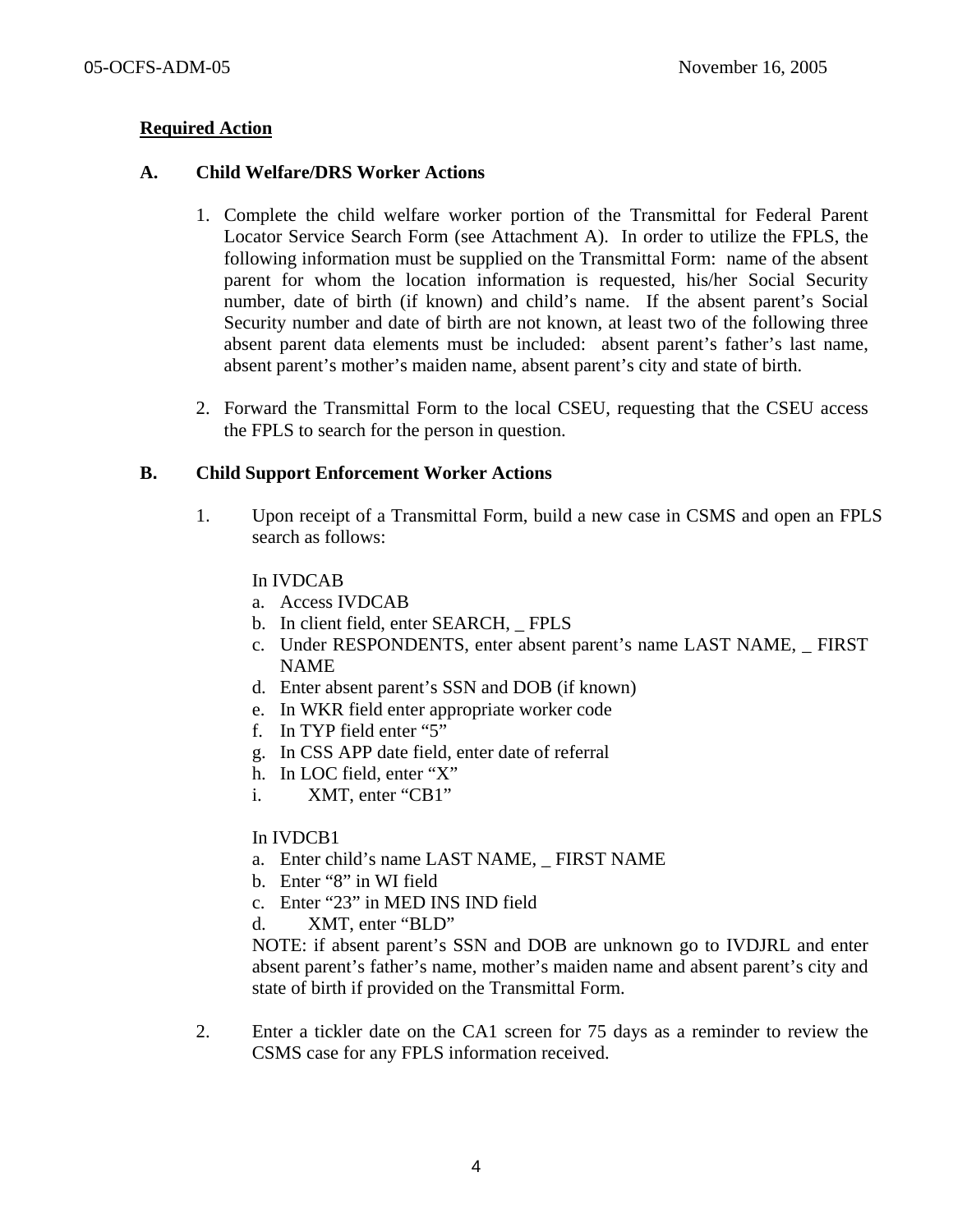**Required Action**

**A. Child Welfare/DRS Worker Actions**

1. Complete the child welfare worker portion of the Transmittal for Federal Parent Locator Service Search Form (see Attachment A). In order to utilize the FPLS, the following information must be supplied on the Transmittal Form: name of the absent parent for whom the location information is requested, his/her Social Security number, date of birth (if known) and child's name. If the absent parent's Social Security number and date of birth are not known, at least two of the following three absent parent data elements must be included: absent parent's father's last name, absent parent's mother's maiden name, absent parent's city and state of birth.

2. Forward the Transmittal Form to the local CSEU, requesting that the CSEU access the FPLS to search for the person in question.

**B. Child Support Enforcement Worker Actions**

1. Upon receipt of a Transmittal Form, build a new case in CSMS and open an FPLS search as follows:

   In IVDCAB
   a. Access IVDCAB
   b. In client field, enter SEARCH, _ FPLS
   c. Under RESPONDENTS, enter absent parent's name LAST NAME, _ FIRST NAME
   d. Enter absent parent's SSN and DOB (if known)
   e. In WKR field enter appropriate worker code
   f. In TYP field enter "5"
   g. In CSS APP date field, enter date of referral
   h. In LOC field, enter "X"
   i. XMT, enter "CB1"

   In IVDCB1
   a. Enter child's name LAST NAME, _ FIRST NAME
   b. Enter "8" in WI field
   c. Enter "23" in MED INS IND field
   d. XMT, enter "BLD"

   NOTE: if absent parent's SSN and DOB are unknown go to IVDJRL and enter absent parent's father's name, mother's maiden name and absent parent's city and state of birth if provided on the Transmittal Form.

2. Enter a tickler date on the CA1 screen for 75 days as a reminder to review the CSMS case for any FPLS information received.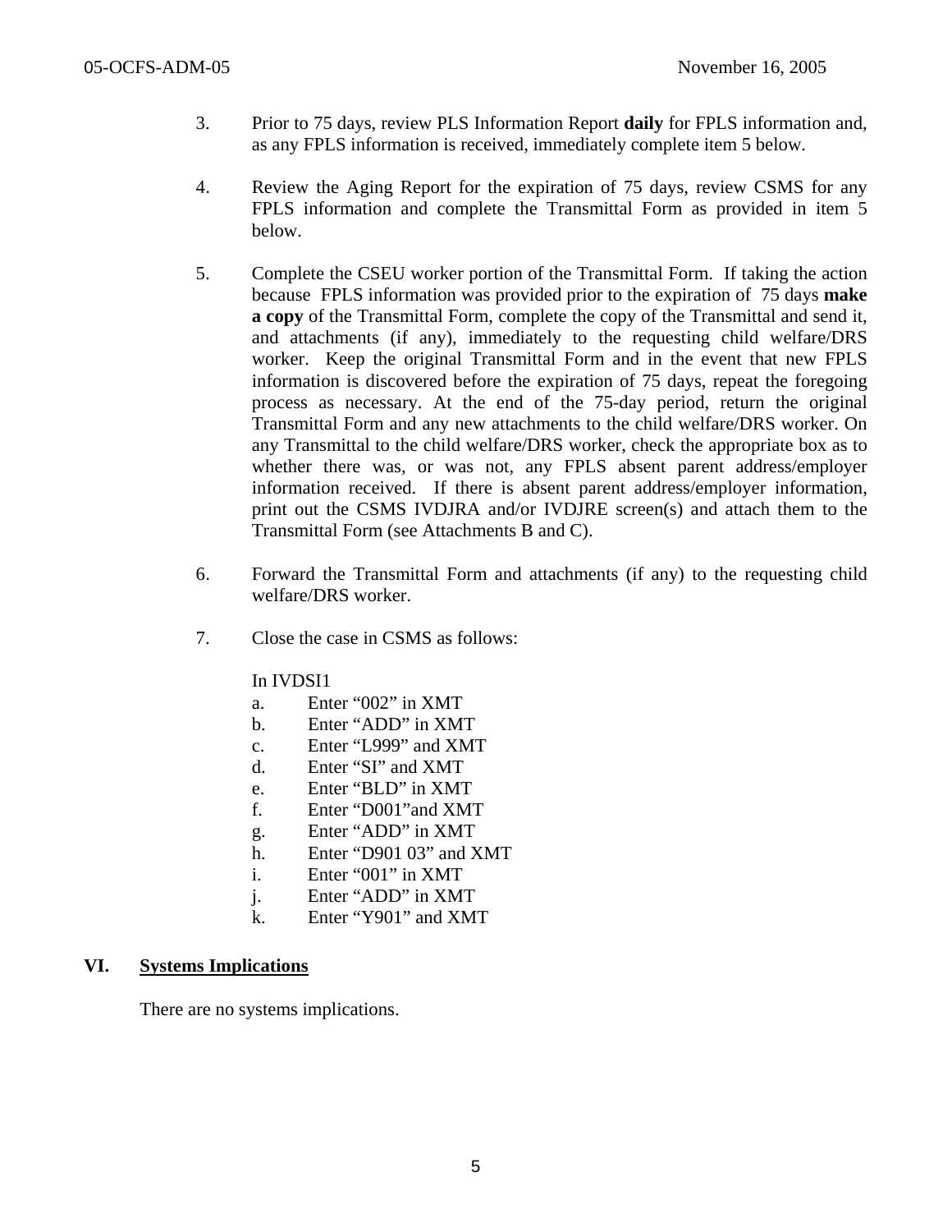3. Prior to 75 days, review PLS Information Report **daily** for FPLS information and, as any FPLS information is received, immediately complete item 5 below.

4. Review the Aging Report for the expiration of 75 days, review CSMS for any FPLS information and complete the Transmittal Form as provided in item 5 below.

5. Complete the CSEU worker portion of the Transmittal Form. If taking the action because FPLS information was provided prior to the expiration of 75 days **make a copy** of the Transmittal Form, complete the copy of the Transmittal and send it, and attachments (if any), immediately to the requesting child welfare/DRS worker. Keep the original Transmittal Form and in the event that new FPLS information is discovered before the expiration of 75 days, repeat the foregoing process as necessary. At the end of the 75-day period, return the original Transmittal Form and any new attachments to the child welfare/DRS worker. On any Transmittal to the child welfare/DRS worker, check the appropriate box as to whether there was, or was not, any FPLS absent parent address/employer information received. If there is absent parent address/employer information, print out the CSMS IVDJRA and/or IVDJRE screen(s) and attach them to the Transmittal Form (see Attachments B and C).

6. Forward the Transmittal Form and attachments (if any) to the requesting child welfare/DRS worker.

7. Close the case in CSMS as follows:

   In IVDSI1

   a. Enter "002" in XMT
   b. Enter "ADD" in XMT
   c. Enter "L999" and XMT
   d. Enter "SI" and XMT
   e. Enter "BLD" in XMT
   f. Enter "D001"and XMT
   g. Enter "ADD" in XMT
   h. Enter "D901 03" and XMT
   i. Enter "001" in XMT
   j. Enter "ADD" in XMT
   k. Enter "Y901" and XMT

## VI. Systems Implications

There are no systems implications.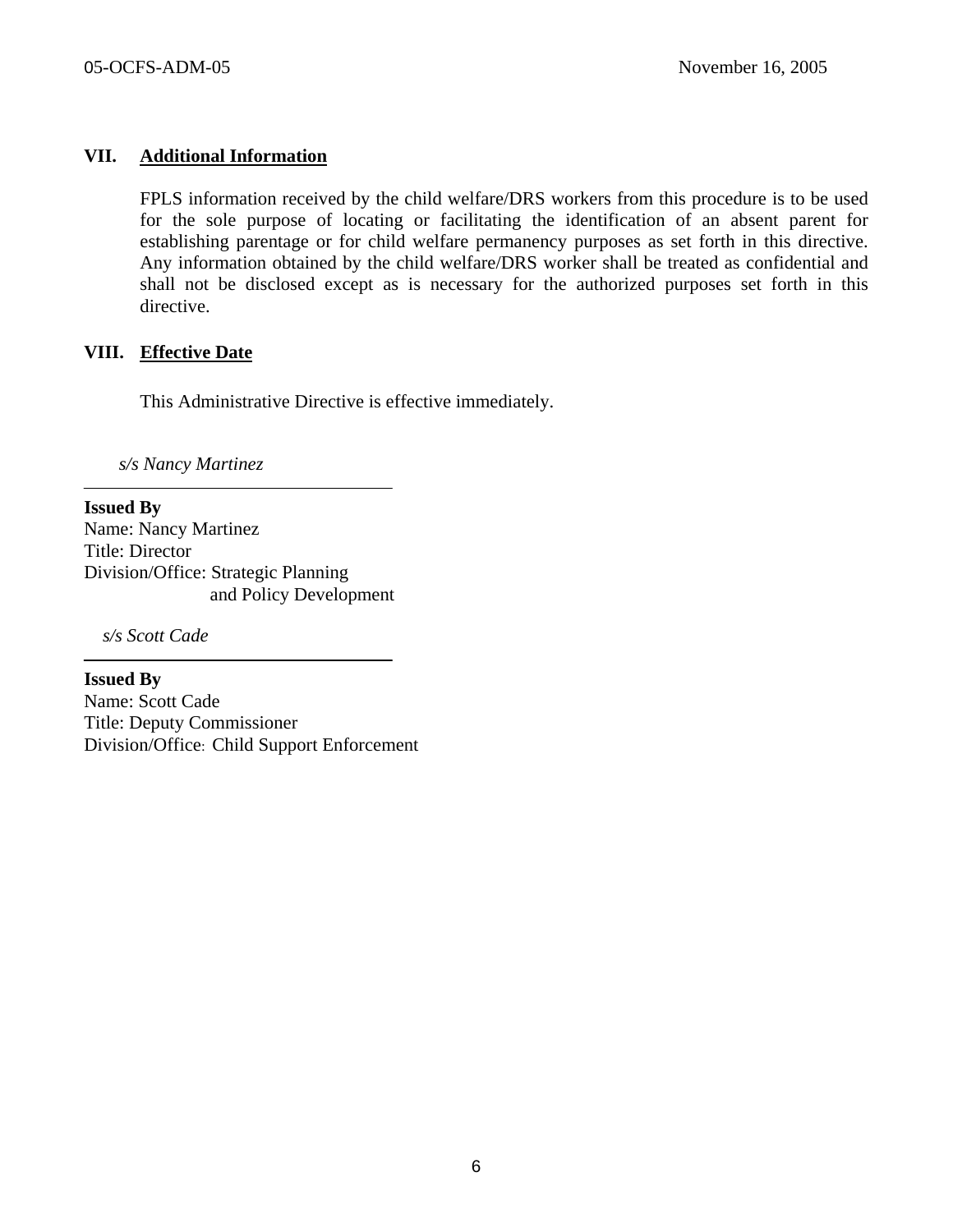## VII. Additional Information

FPLS information received by the child welfare/DRS workers from this procedure is to be used for the sole purpose of locating or facilitating the identification of an absent parent for establishing parentage or for child welfare permanency purposes as set forth in this directive. Any information obtained by the child welfare/DRS worker shall be treated as confidential and shall not be disclosed except as is necessary for the authorized purposes set forth in this directive.

## VIII. Effective Date

This Administrative Directive is effective immediately.

*s/s Nancy Martinez*

---

**Issued By**
Name: Nancy Martinez
Title: Director
Division/Office: Strategic Planning and Policy Development

*s/s Scott Cade*

---

**Issued By**
Name: Scott Cade
Title: Deputy Commissioner
Division/Office: Child Support Enforcement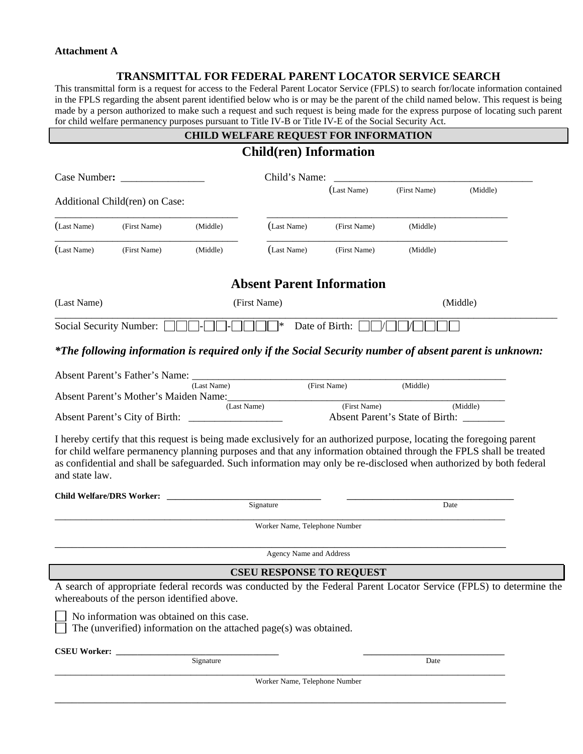**Attachment A**

## TRANSMITTAL FOR FEDERAL PARENT LOCATOR SERVICE SEARCH

This transmittal form is a request for access to the Federal Parent Locator Service (FPLS) to search for/locate information contained in the FPLS regarding the absent parent identified below who is or may be the parent of the child named below. This request is being made by a person authorized to make such a request and such request is being made for the express purpose of locating such parent for child welfare permanency purposes pursuant to Title IV-B or Title IV-E of the Social Security Act.

### CHILD WELFARE REQUEST FOR INFORMATION

## Child(ren) Information

Case Number**:** _______________ Child's Name: _____________________________________

(Last Name) (First Name) (Middle)

Additional Child(ren) on Case:

___________________________________ ______________________________________________

(Last Name) (First Name) (Middle) (Last Name) (First Name) (Middle)

___________________________________ ______________________________________________

(Last Name) (First Name) (Middle) (Last Name) (First Name) (Middle)

## Absent Parent Information

(Last Name) (First Name) (Middle)

______________________________________________________________________________

Social Security Number: ☐☐☐-☐☐-☐☐☐☐* Date of Birth: ☐☐/☐☐/☐☐☐☐

***The following information is required only if the Social Security number of absent parent is unknown:***

Absent Parent's Father's Name: ____________________________________________________________

(Last Name) (First Name) (Middle)

Absent Parent's Mother's Maiden Name:______________________________________________________

(Last Name) (First Name) (Middle)

Absent Parent's City of Birth: _________________ Absent Parent's State of Birth: ________

I hereby certify that this request is being made exclusively for an authorized purpose, locating the foregoing parent for child welfare permanency planning purposes and that any information obtained through the FPLS shall be treated as confidential and shall be safeguarded. Such information may only be re-disclosed when authorized by both federal and state law.

**Child Welfare/DRS Worker:** ______________________________ ________________________________

Signature Date

______________________________________________________________________________________

Worker Name, Telephone Number

______________________________________________________________________________________

Agency Name and Address

### CSEU RESPONSE TO REQUEST

A search of appropriate federal records was conducted by the Federal Parent Locator Service (FPLS) to determine the whereabouts of the person identified above.

☐ No information was obtained on this case.

☐ The (unverified) information on the attached page(s) was obtained.

**CSEU Worker:** ________________________________ ___________________________

Signature Date

______________________________________________________________________________________

Worker Name, Telephone Number

______________________________________________________________________________________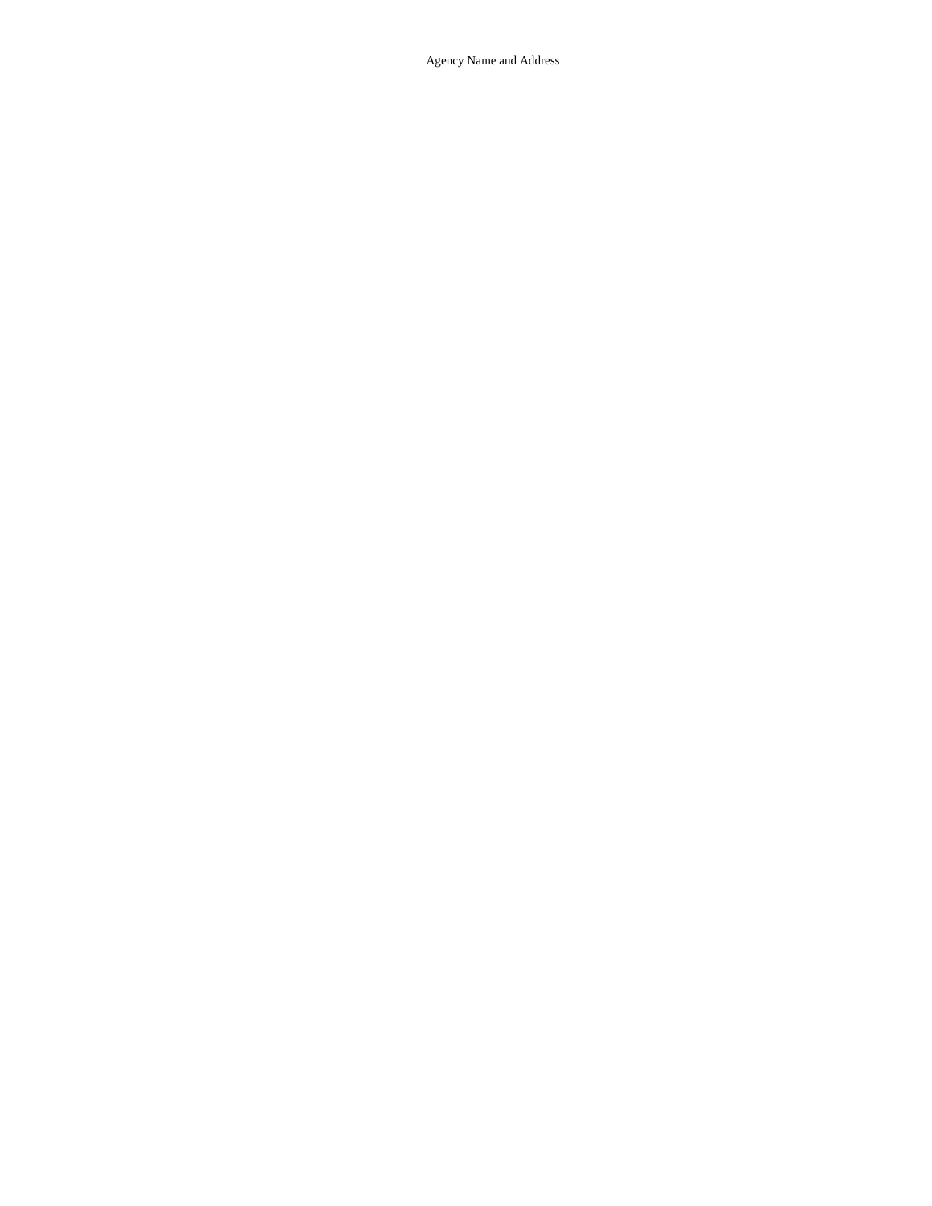Agency Name and Address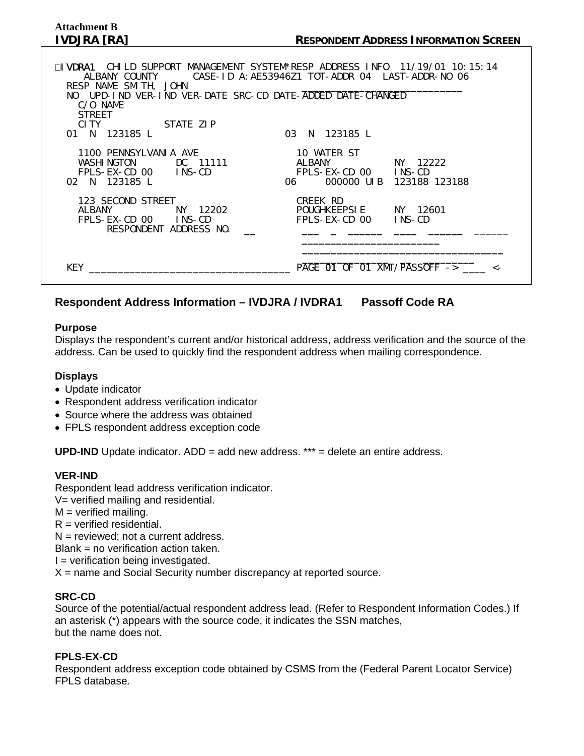**Attachment B**

**IVDJRA [RA]** **RESPONDENT ADDRESS INFORMATION SCREEN**

```
□IVDRA1  CHILD SUPPORT MANAGEMENT SYSTEM*RESP ADDRESS INFO  11/19/01 10:15:14
    ALBANY COUNTY      CASE-ID A:AE53946Z1 TOT-ADDR 04  LAST-ADDR-NO 06
  RESP NAME SMITH, JOHN                    ____________________________
  NO  UPD-IND VER-IND VER-DATE SRC-CD DATE-ADDED DATE-CHANGED
    C/O NAME
    STREET
    CITY           STATE ZIP
  01  N  123185 L                       03  N  123185 L

    1100 PENNSYLVANIA AVE                 10 WATER ST
    WASHINGTON       DC  11111            ALBANY           NY  12222
    FPLS-EX-CD 00    INS-CD               FPLS-EX-CD 00    INS-CD
  02  N  123185 L                       06     000000 UIB  123188 123188

    123 SECOND STREET                     CREEK RD
    ALBANY           NY  12202            POUGHKEEPSIE     NY  12601
    FPLS-EX-CD 00    INS-CD               FPLS-EX-CD 00    INS-CD
         RESPONDENT ADDRESS NO.  __        ___  _  ______  ____  ______  ______
                                          _________________________
                                          __________________________________
                                          __________________________
  KEY __________________________________ PAGE 01 OF 01 XMT/PASSOFF -> ____ <-
```

## Respondent Address Information – IVDJRA / IVDRA1    Passoff Code RA

**Purpose**

Displays the respondent's current and/or historical address, address verification and the source of the address. Can be used to quickly find the respondent address when mailing correspondence.

**Displays**

- Update indicator
- Respondent address verification indicator
- Source where the address was obtained
- FPLS respondent address exception code

**UPD-IND** Update indicator. ADD = add new address. *** = delete an entire address.

**VER-IND**

Respondent lead address verification indicator.
V= verified mailing and residential.
M = verified mailing.
R = verified residential.
N = reviewed; not a current address.
Blank = no verification action taken.
I = verification being investigated.
X = name and Social Security number discrepancy at reported source.

**SRC-CD**

Source of the potential/actual respondent address lead. (Refer to Respondent Information Codes.) If an asterisk (*) appears with the source code, it indicates the SSN matches,
but the name does not.

**FPLS-EX-CD**

Respondent address exception code obtained by CSMS from the (Federal Parent Locator Service) FPLS database.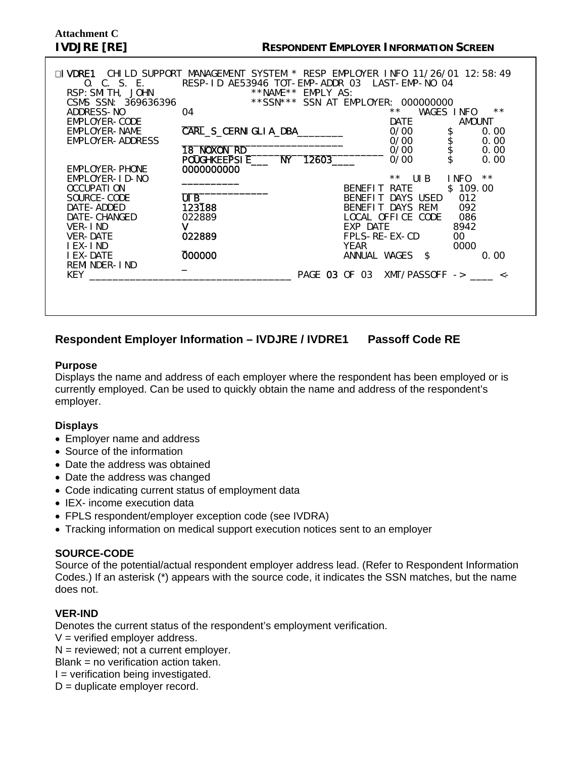**Attachment C**

**IVDJRE [RE]** **RESPONDENT EMPLOYER INFORMATION SCREEN**

```
IVDRE1  CHILD SUPPORT MANAGEMENT SYSTEM * RESP EMPLOYER INFO 11/26/01 12:58:49
    O. C. S. E.      RESP-ID AE53946 TOT-EMP-ADDR 03  LAST-EMP-NO 04
  RSP:SMITH, JOHN               **NAME** EMPLY AS:
  CSMS SSN: 369636396           **SSN*** SSN AT EMPLOYER: 000000000
  ADDRESS-NO          04                                **   WAGES INFO   **
  EMPLOYER-CODE       ___                               DATE        AMOUNT
  EMPLOYER-NAME       CARL_S_CERNIGLIA_DBA________      0/00      $     0.00
  EMPLOYER-ADDRESS    ____________________________      0/00      $     0.00
                      18_NOXON_RD_____________________  0/00      $     0.00
                      POUGHKEEPSIE___  NY  12603____    0/00      $     0.00
  EMPLOYER-PHONE      0000000000
  EMPLOYER-ID-NO      __________                        **  UIB   INFO  **
  OCCUPATION          _______________         BENEFIT RATE      $ 109.00
  SOURCE-CODE         UIB                     BENEFIT DAYS USED   012
  DATE-ADDED          123188                  BENEFIT DAYS REM    092
  DATE-CHANGED        022889                  LOCAL OFFICE CODE   086
  VER-IND             V                       EXP DATE           8942
  VER-DATE            022889                  FPLS-RE-EX-CD      00
  IEX-IND             _                       YEAR               0000
  IEX-DATE            000000                  ANNUAL WAGES  $         0.00
  REMINDER-IND        _
  KEY ____________________________________ PAGE 03 OF 03  XMT/PASSOFF -> ____ <-
```

## Respondent Employer Information – IVDJRE / IVDRE1 Passoff Code RE

### Purpose

Displays the name and address of each employer where the respondent has been employed or is currently employed. Can be used to quickly obtain the name and address of the respondent's employer.

### Displays

- Employer name and address
- Source of the information
- Date the address was obtained
- Date the address was changed
- Code indicating current status of employment data
- IEX- income execution data
- FPLS respondent/employer exception code (see IVDRA)
- Tracking information on medical support execution notices sent to an employer

### SOURCE-CODE

Source of the potential/actual respondent employer address lead. (Refer to Respondent Information Codes.) If an asterisk (*) appears with the source code, it indicates the SSN matches, but the name does not.

### VER-IND

Denotes the current status of the respondent's employment verification.

V = verified employer address.
N = reviewed; not a current employer.
Blank = no verification action taken.
I = verification being investigated.
D = duplicate employer record.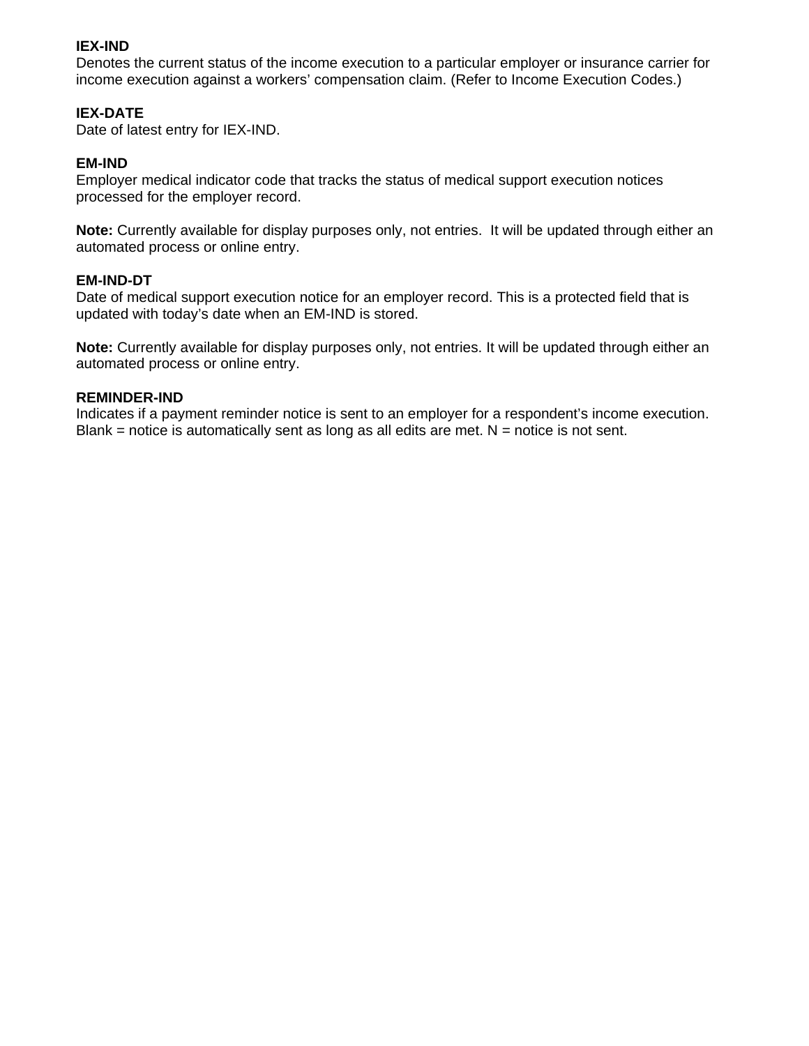**IEX-IND**
Denotes the current status of the income execution to a particular employer or insurance carrier for income execution against a workers' compensation claim. (Refer to Income Execution Codes.)

**IEX-DATE**
Date of latest entry for IEX-IND.

**EM-IND**
Employer medical indicator code that tracks the status of medical support execution notices processed for the employer record.

**Note:** Currently available for display purposes only, not entries. It will be updated through either an automated process or online entry.

**EM-IND-DT**
Date of medical support execution notice for an employer record. This is a protected field that is updated with today's date when an EM-IND is stored.

**Note:** Currently available for display purposes only, not entries. It will be updated through either an automated process or online entry.

**REMINDER-IND**
Indicates if a payment reminder notice is sent to an employer for a respondent's income execution. Blank = notice is automatically sent as long as all edits are met. N = notice is not sent.